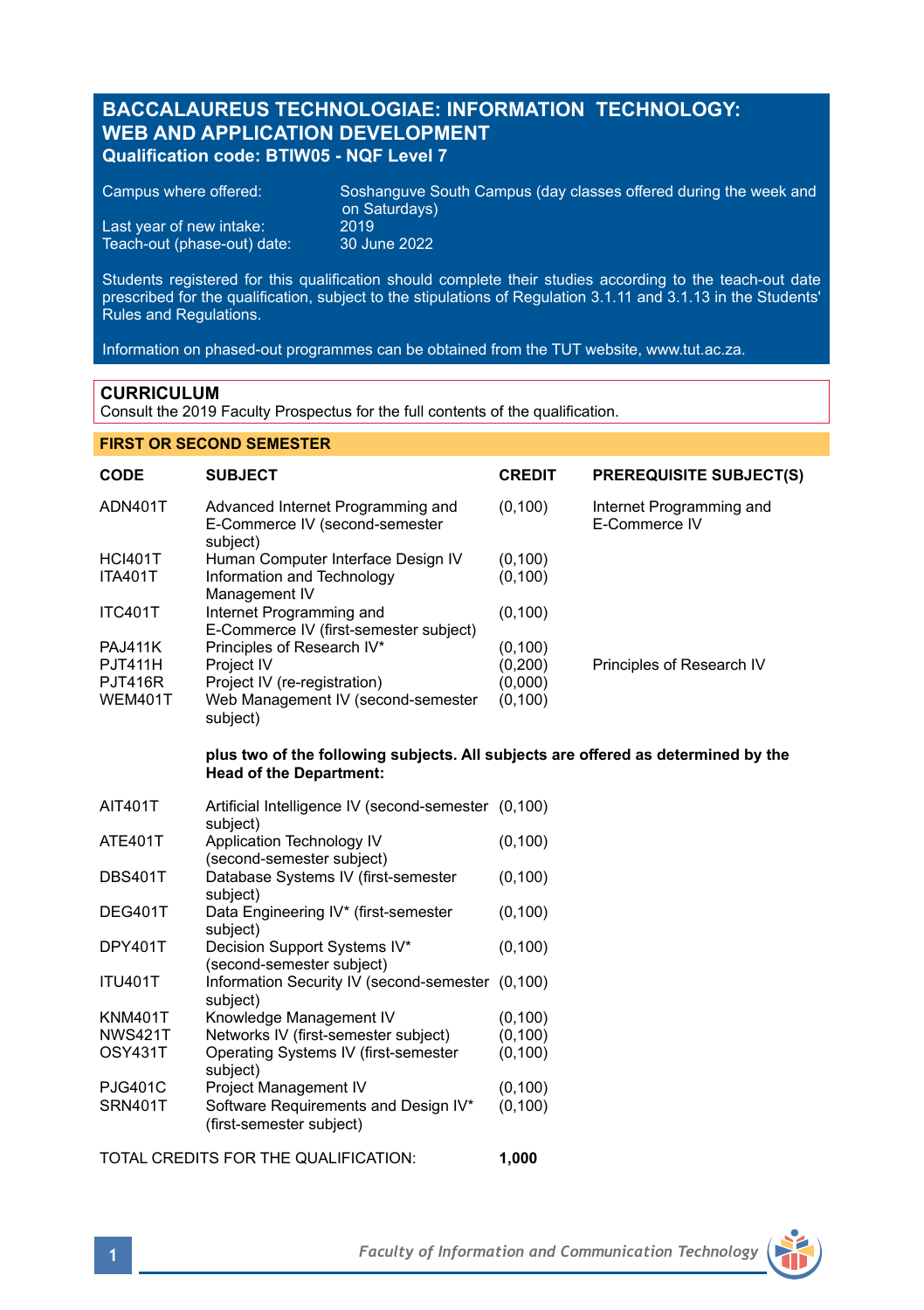# BACCALAUREUS TECHNOLOGIAE: INFORMATION TECHNOLOGY: WEB AND APPLICATION DEVELOPMENT

**Qualification code: BTIW05 - NQF Level 7**

| | |
|---|---|
| Campus where offered: | Soshanguve South Campus (day classes offered during the week and on Saturdays) |
| Last year of new intake: | 2019 |
| Teach-out (phase-out) date: | 30 June 2022 |

Students registered for this qualification should complete their studies according to the teach-out date prescribed for the qualification, subject to the stipulations of Regulation 3.1.11 and 3.1.13 in the Students' Rules and Regulations.

Information on phased-out programmes can be obtained from the TUT website, www.tut.ac.za.

## CURRICULUM

Consult the 2019 Faculty Prospectus for the full contents of the qualification.

### FIRST OR SECOND SEMESTER

| CODE | SUBJECT | CREDIT | PREREQUISITE SUBJECT(S) |
|---|---|---|---|
| ADN401T | Advanced Internet Programming and E-Commerce IV (second-semester subject) | (0,100) | Internet Programming and E-Commerce IV |
| HCI401T | Human Computer Interface Design IV | (0,100) | |
| ITA401T | Information and Technology Management IV | (0,100) | |
| ITC401T | Internet Programming and E-Commerce IV (first-semester subject) | (0,100) | |
| PAJ411K | Principles of Research IV* | (0,100) | |
| PJT411H | Project IV | (0,200) | Principles of Research IV |
| PJT416R | Project IV (re-registration) | (0,000) | |
| WEM401T | Web Management IV (second-semester subject) | (0,100) | |

**plus two of the following subjects. All subjects are offered as determined by the Head of the Department:**

| CODE | SUBJECT | CREDIT |
|---|---|---|
| AIT401T | Artificial Intelligence IV (second-semester subject) | (0,100) |
| ATE401T | Application Technology IV (second-semester subject) | (0,100) |
| DBS401T | Database Systems IV (first-semester subject) | (0,100) |
| DEG401T | Data Engineering IV* (first-semester subject) | (0,100) |
| DPY401T | Decision Support Systems IV* (second-semester subject) | (0,100) |
| ITU401T | Information Security IV (second-semester subject) | (0,100) |
| KNM401T | Knowledge Management IV | (0,100) |
| NWS421T | Networks IV (first-semester subject) | (0,100) |
| OSY431T | Operating Systems IV (first-semester subject) | (0,100) |
| PJG401C | Project Management IV | (0,100) |
| SRN401T | Software Requirements and Design IV* (first-semester subject) | (0,100) |

TOTAL CREDITS FOR THE QUALIFICATION: **1,000**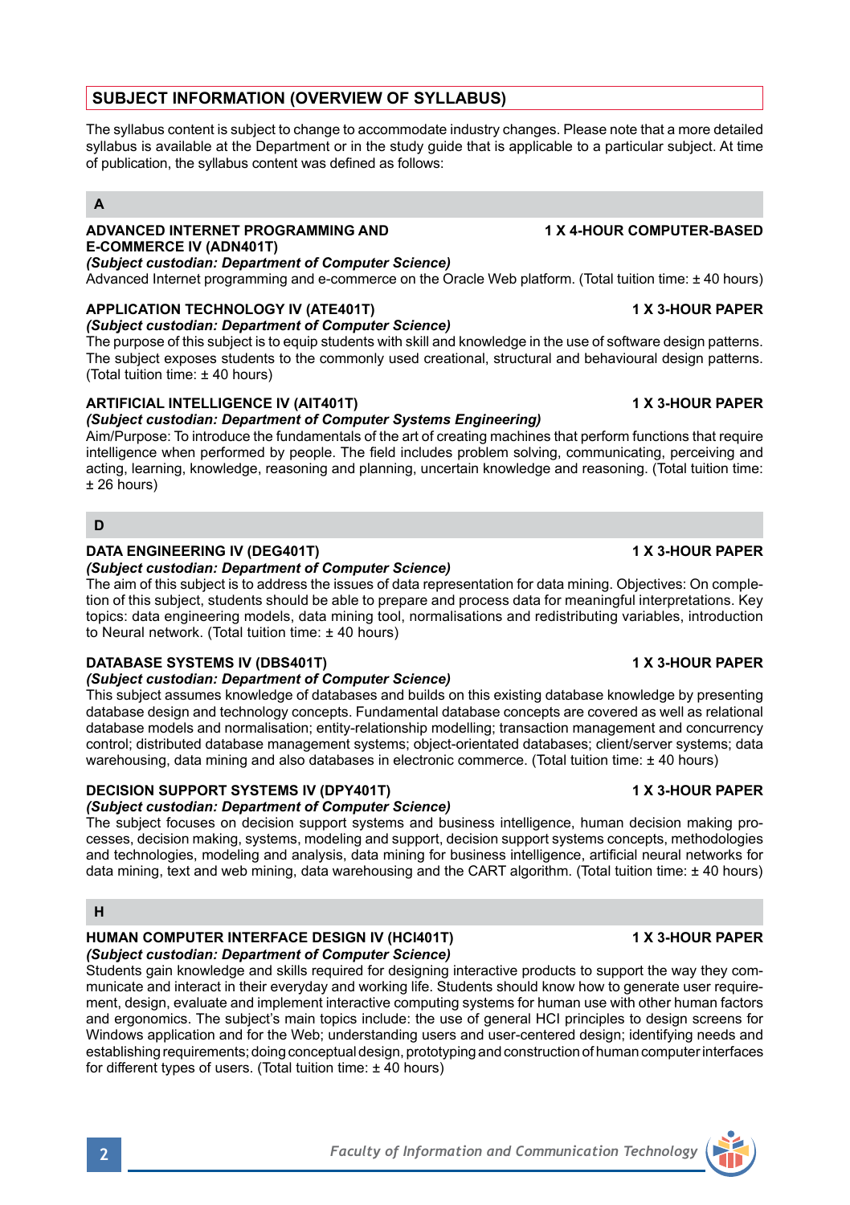## SUBJECT INFORMATION (OVERVIEW OF SYLLABUS)

The syllabus content is subject to change to accommodate industry changes. Please note that a more detailed syllabus is available at the Department or in the study guide that is applicable to a particular subject. At time of publication, the syllabus content was defined as follows:

### A

**ADVANCED INTERNET PROGRAMMING AND E-COMMERCE IV (ADN401T)** — **1 X 4-HOUR COMPUTER-BASED**

***(Subject custodian: Department of Computer Science)***

Advanced Internet programming and e-commerce on the Oracle Web platform. (Total tuition time: ± 40 hours)

**APPLICATION TECHNOLOGY IV (ATE401T)** — **1 X 3-HOUR PAPER**

***(Subject custodian: Department of Computer Science)***

The purpose of this subject is to equip students with skill and knowledge in the use of software design patterns. The subject exposes students to the commonly used creational, structural and behavioural design patterns. (Total tuition time: ± 40 hours)

**ARTIFICIAL INTELLIGENCE IV (AIT401T)** — **1 X 3-HOUR PAPER**

***(Subject custodian: Department of Computer Systems Engineering)***

Aim/Purpose: To introduce the fundamentals of the art of creating machines that perform functions that require intelligence when performed by people. The field includes problem solving, communicating, perceiving and acting, learning, knowledge, reasoning and planning, uncertain knowledge and reasoning. (Total tuition time: ± 26 hours)

### D

**DATA ENGINEERING IV (DEG401T)** — **1 X 3-HOUR PAPER**

***(Subject custodian: Department of Computer Science)***

The aim of this subject is to address the issues of data representation for data mining. Objectives: On completion of this subject, students should be able to prepare and process data for meaningful interpretations. Key topics: data engineering models, data mining tool, normalisations and redistributing variables, introduction to Neural network. (Total tuition time: ± 40 hours)

**DATABASE SYSTEMS IV (DBS401T)** — **1 X 3-HOUR PAPER**

***(Subject custodian: Department of Computer Science)***

This subject assumes knowledge of databases and builds on this existing database knowledge by presenting database design and technology concepts. Fundamental database concepts are covered as well as relational database models and normalisation; entity-relationship modelling; transaction management and concurrency control; distributed database management systems; object-orientated databases; client/server systems; data warehousing, data mining and also databases in electronic commerce. (Total tuition time: ± 40 hours)

**DECISION SUPPORT SYSTEMS IV (DPY401T)** — **1 X 3-HOUR PAPER**

***(Subject custodian: Department of Computer Science)***

The subject focuses on decision support systems and business intelligence, human decision making processes, decision making, systems, modeling and support, decision support systems concepts, methodologies and technologies, modeling and analysis, data mining for business intelligence, artificial neural networks for data mining, text and web mining, data warehousing and the CART algorithm. (Total tuition time: ± 40 hours)

### H

**HUMAN COMPUTER INTERFACE DESIGN IV (HCI401T)** — **1 X 3-HOUR PAPER**

***(Subject custodian: Department of Computer Science)***

Students gain knowledge and skills required for designing interactive products to support the way they communicate and interact in their everyday and working life. Students should know how to generate user requirement, design, evaluate and implement interactive computing systems for human use with other human factors and ergonomics. The subject's main topics include: the use of general HCI principles to design screens for Windows application and for the Web; understanding users and user-centered design; identifying needs and establishing requirements; doing conceptual design, prototyping and construction of human computer interfaces for different types of users. (Total tuition time: ± 40 hours)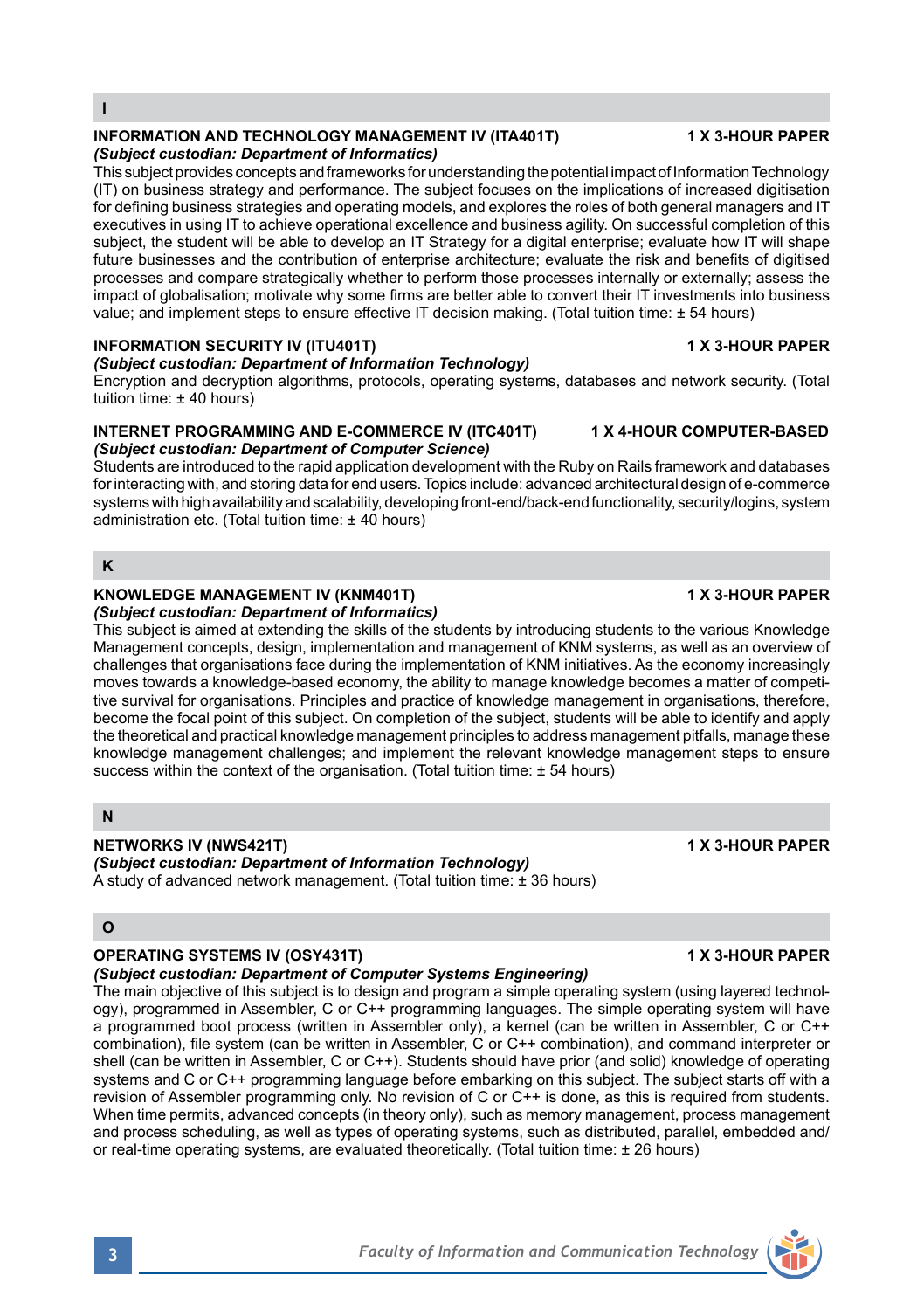## I

**INFORMATION AND TECHNOLOGY MANAGEMENT IV (ITA401T) 1 X 3-HOUR PAPER**
***(Subject custodian: Department of Informatics)***
This subject provides concepts and frameworks for understanding the potential impact of Information Technology (IT) on business strategy and performance. The subject focuses on the implications of increased digitisation for defining business strategies and operating models, and explores the roles of both general managers and IT executives in using IT to achieve operational excellence and business agility. On successful completion of this subject, the student will be able to develop an IT Strategy for a digital enterprise; evaluate how IT will shape future businesses and the contribution of enterprise architecture; evaluate the risk and benefits of digitised processes and compare strategically whether to perform those processes internally or externally; assess the impact of globalisation; motivate why some firms are better able to convert their IT investments into business value; and implement steps to ensure effective IT decision making. (Total tuition time: ± 54 hours)

**INFORMATION SECURITY IV (ITU401T) 1 X 3-HOUR PAPER**
***(Subject custodian: Department of Information Technology)***
Encryption and decryption algorithms, protocols, operating systems, databases and network security. (Total tuition time: ± 40 hours)

**INTERNET PROGRAMMING AND E-COMMERCE IV (ITC401T) 1 X 4-HOUR COMPUTER-BASED**
***(Subject custodian: Department of Computer Science)***
Students are introduced to the rapid application development with the Ruby on Rails framework and databases for interacting with, and storing data for end users. Topics include: advanced architectural design of e-commerce systems with high availability and scalability, developing front-end/back-end functionality, security/logins, system administration etc. (Total tuition time: ± 40 hours)

## K

**KNOWLEDGE MANAGEMENT IV (KNM401T) 1 X 3-HOUR PAPER**
***(Subject custodian: Department of Informatics)***
This subject is aimed at extending the skills of the students by introducing students to the various Knowledge Management concepts, design, implementation and management of KNM systems, as well as an overview of challenges that organisations face during the implementation of KNM initiatives. As the economy increasingly moves towards a knowledge-based economy, the ability to manage knowledge becomes a matter of competitive survival for organisations. Principles and practice of knowledge management in organisations, therefore, become the focal point of this subject. On completion of the subject, students will be able to identify and apply the theoretical and practical knowledge management principles to address management pitfalls, manage these knowledge management challenges; and implement the relevant knowledge management steps to ensure success within the context of the organisation. (Total tuition time: ± 54 hours)

## N

**NETWORKS IV (NWS421T) 1 X 3-HOUR PAPER**
***(Subject custodian: Department of Information Technology)***
A study of advanced network management. (Total tuition time: ± 36 hours)

## O

**OPERATING SYSTEMS IV (OSY431T) 1 X 3-HOUR PAPER**
***(Subject custodian: Department of Computer Systems Engineering)***
The main objective of this subject is to design and program a simple operating system (using layered technology), programmed in Assembler, C or C++ programming languages. The simple operating system will have a programmed boot process (written in Assembler only), a kernel (can be written in Assembler, C or C++ combination), file system (can be written in Assembler, C or C++ combination), and command interpreter or shell (can be written in Assembler, C or C++). Students should have prior (and solid) knowledge of operating systems and C or C++ programming language before embarking on this subject. The subject starts off with a revision of Assembler programming only. No revision of C or C++ is done, as this is required from students. When time permits, advanced concepts (in theory only), such as memory management, process management and process scheduling, as well as types of operating systems, such as distributed, parallel, embedded and/or real-time operating systems, are evaluated theoretically. (Total tuition time: ± 26 hours)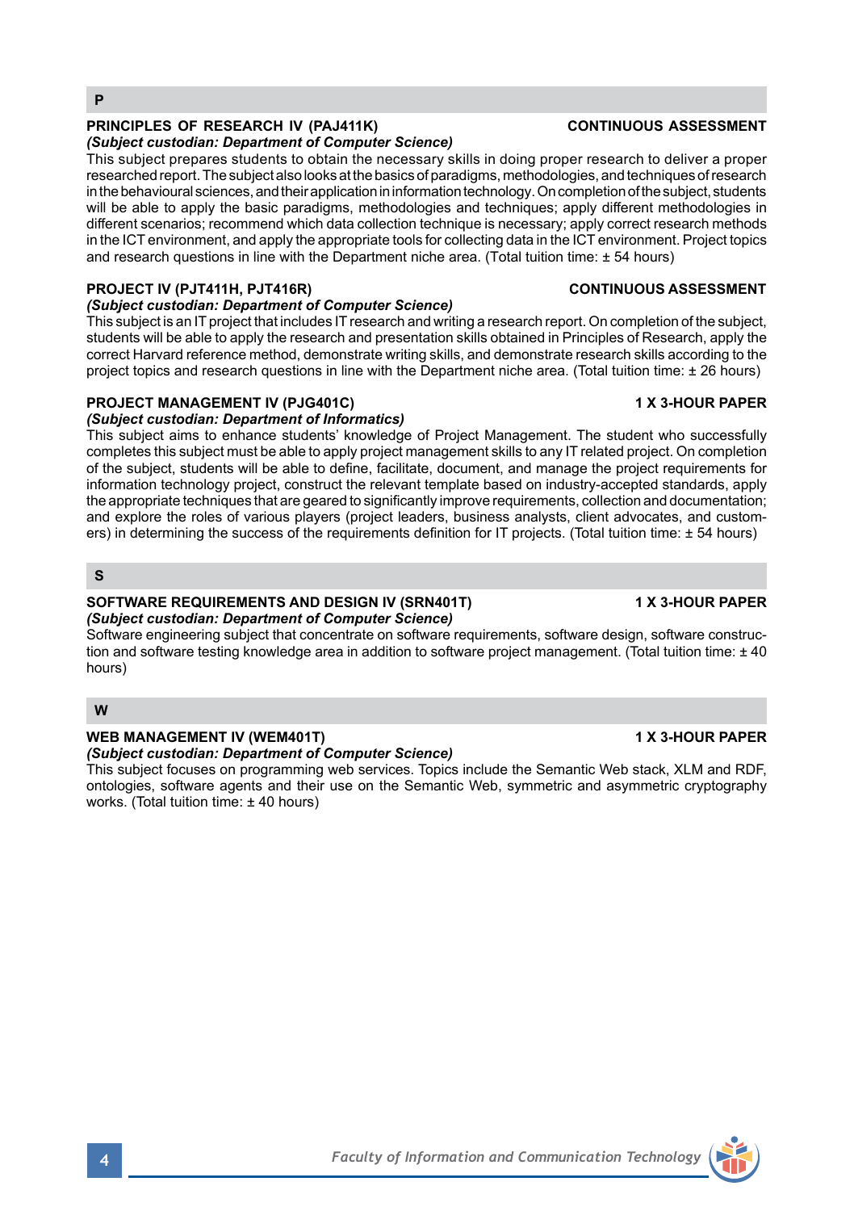## P

### PRINCIPLES OF RESEARCH IV (PAJ411K) — CONTINUOUS ASSESSMENT

*(Subject custodian: Department of Computer Science)*

This subject prepares students to obtain the necessary skills in doing proper research to deliver a proper researched report. The subject also looks at the basics of paradigms, methodologies, and techniques of research in the behavioural sciences, and their application in information technology. On completion of the subject, students will be able to apply the basic paradigms, methodologies and techniques; apply different methodologies in different scenarios; recommend which data collection technique is necessary; apply correct research methods in the ICT environment, and apply the appropriate tools for collecting data in the ICT environment. Project topics and research questions in line with the Department niche area. (Total tuition time: ± 54 hours)

### PROJECT IV (PJT411H, PJT416R) — CONTINUOUS ASSESSMENT

*(Subject custodian: Department of Computer Science)*

This subject is an IT project that includes IT research and writing a research report. On completion of the subject, students will be able to apply the research and presentation skills obtained in Principles of Research, apply the correct Harvard reference method, demonstrate writing skills, and demonstrate research skills according to the project topics and research questions in line with the Department niche area. (Total tuition time: ± 26 hours)

### PROJECT MANAGEMENT IV (PJG401C) — 1 X 3-HOUR PAPER

*(Subject custodian: Department of Informatics)*

This subject aims to enhance students' knowledge of Project Management. The student who successfully completes this subject must be able to apply project management skills to any IT related project. On completion of the subject, students will be able to define, facilitate, document, and manage the project requirements for information technology project, construct the relevant template based on industry-accepted standards, apply the appropriate techniques that are geared to significantly improve requirements, collection and documentation; and explore the roles of various players (project leaders, business analysts, client advocates, and customers) in determining the success of the requirements definition for IT projects. (Total tuition time: ± 54 hours)

## S

### SOFTWARE REQUIREMENTS AND DESIGN IV (SRN401T) — 1 X 3-HOUR PAPER

*(Subject custodian: Department of Computer Science)*

Software engineering subject that concentrate on software requirements, software design, software construction and software testing knowledge area in addition to software project management. (Total tuition time: ± 40 hours)

## W

### WEB MANAGEMENT IV (WEM401T) — 1 X 3-HOUR PAPER

*(Subject custodian: Department of Computer Science)*

This subject focuses on programming web services. Topics include the Semantic Web stack, XLM and RDF, ontologies, software agents and their use on the Semantic Web, symmetric and asymmetric cryptography works. (Total tuition time: ± 40 hours)